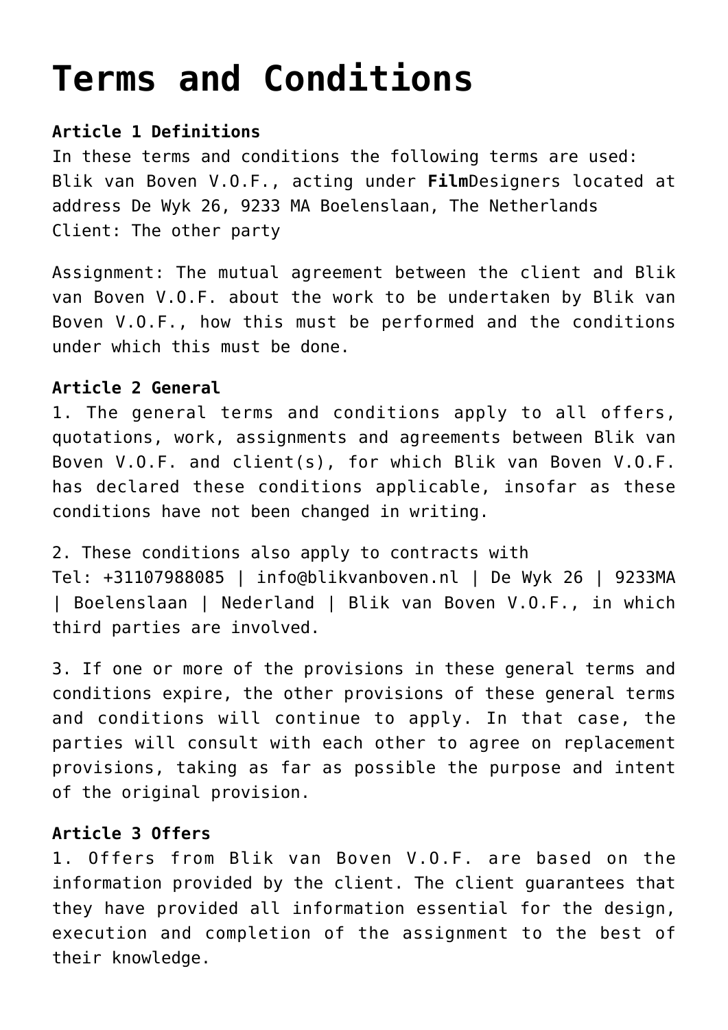# Terms and Conditions

**Article 1 Definitions**
In these terms and conditions the following terms are used:
Blik van Boven V.O.F., acting under **Film**Designers located at address De Wyk 26, 9233 MA Boelenslaan, The Netherlands
Client: The other party

Assignment: The mutual agreement between the client and Blik van Boven V.O.F. about the work to be undertaken by Blik van Boven V.O.F., how this must be performed and the conditions under which this must be done.

**Article 2 General**
1. The general terms and conditions apply to all offers, quotations, work, assignments and agreements between Blik van Boven V.O.F. and client(s), for which Blik van Boven V.O.F. has declared these conditions applicable, insofar as these conditions have not been changed in writing.

2. These conditions also apply to contracts with
Tel: +31107988085 | info@blikvanboven.nl | De Wyk 26 | 9233MA | Boelenslaan | Nederland | Blik van Boven V.O.F., in which third parties are involved.

3. If one or more of the provisions in these general terms and conditions expire, the other provisions of these general terms and conditions will continue to apply. In that case, the parties will consult with each other to agree on replacement provisions, taking as far as possible the purpose and intent of the original provision.

**Article 3 Offers**
1. Offers from Blik van Boven V.O.F. are based on the information provided by the client. The client guarantees that they have provided all information essential for the design, execution and completion of the assignment to the best of their knowledge.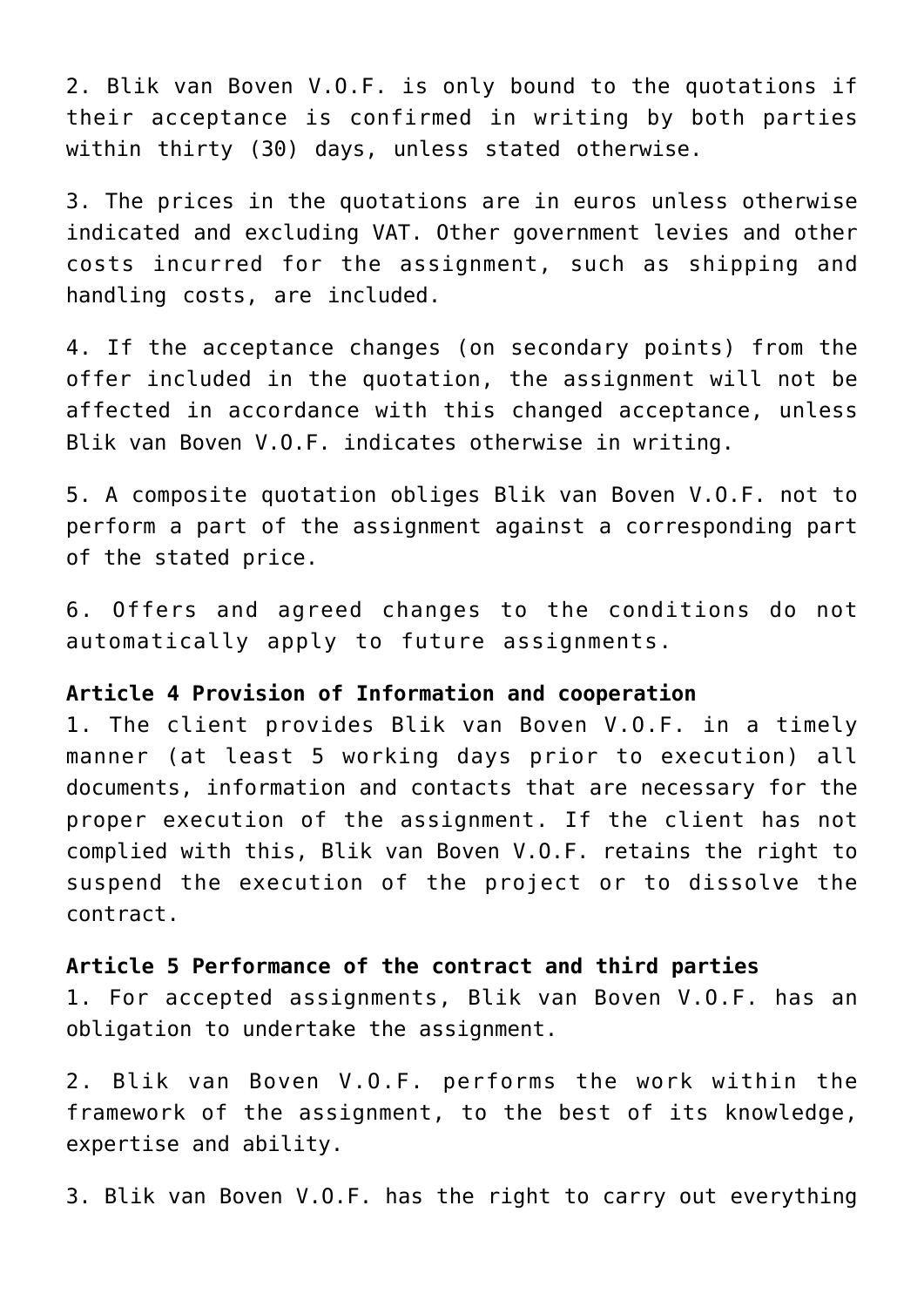2. Blik van Boven V.O.F. is only bound to the quotations if their acceptance is confirmed in writing by both parties within thirty (30) days, unless stated otherwise.

3. The prices in the quotations are in euros unless otherwise indicated and excluding VAT. Other government levies and other costs incurred for the assignment, such as shipping and handling costs, are included.

4. If the acceptance changes (on secondary points) from the offer included in the quotation, the assignment will not be affected in accordance with this changed acceptance, unless Blik van Boven V.O.F. indicates otherwise in writing.

5. A composite quotation obliges Blik van Boven V.O.F. not to perform a part of the assignment against a corresponding part of the stated price.

6. Offers and agreed changes to the conditions do not automatically apply to future assignments.

**Article 4 Provision of Information and cooperation**

1. The client provides Blik van Boven V.O.F. in a timely manner (at least 5 working days prior to execution) all documents, information and contacts that are necessary for the proper execution of the assignment. If the client has not complied with this, Blik van Boven V.O.F. retains the right to suspend the execution of the project or to dissolve the contract.

**Article 5 Performance of the contract and third parties**

1. For accepted assignments, Blik van Boven V.O.F. has an obligation to undertake the assignment.

2. Blik van Boven V.O.F. performs the work within the framework of the assignment, to the best of its knowledge, expertise and ability.

3. Blik van Boven V.O.F. has the right to carry out everything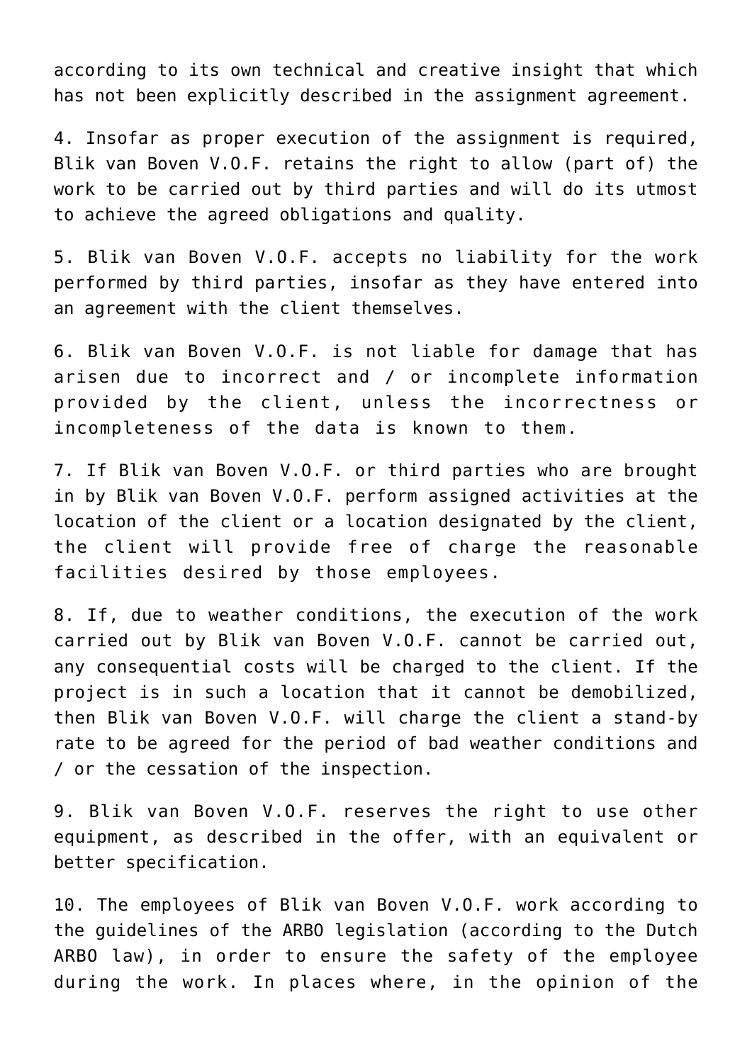according to its own technical and creative insight that which has not been explicitly described in the assignment agreement.

4. Insofar as proper execution of the assignment is required, Blik van Boven V.O.F. retains the right to allow (part of) the work to be carried out by third parties and will do its utmost to achieve the agreed obligations and quality.

5. Blik van Boven V.O.F. accepts no liability for the work performed by third parties, insofar as they have entered into an agreement with the client themselves.

6. Blik van Boven V.O.F. is not liable for damage that has arisen due to incorrect and / or incomplete information provided by the client, unless the incorrectness or incompleteness of the data is known to them.

7. If Blik van Boven V.O.F. or third parties who are brought in by Blik van Boven V.O.F. perform assigned activities at the location of the client or a location designated by the client, the client will provide free of charge the reasonable facilities desired by those employees.

8. If, due to weather conditions, the execution of the work carried out by Blik van Boven V.O.F. cannot be carried out, any consequential costs will be charged to the client. If the project is in such a location that it cannot be demobilized, then Blik van Boven V.O.F. will charge the client a stand-by rate to be agreed for the period of bad weather conditions and / or the cessation of the inspection.

9. Blik van Boven V.O.F. reserves the right to use other equipment, as described in the offer, with an equivalent or better specification.

10. The employees of Blik van Boven V.O.F. work according to the guidelines of the ARBO legislation (according to the Dutch ARBO law), in order to ensure the safety of the employee during the work. In places where, in the opinion of the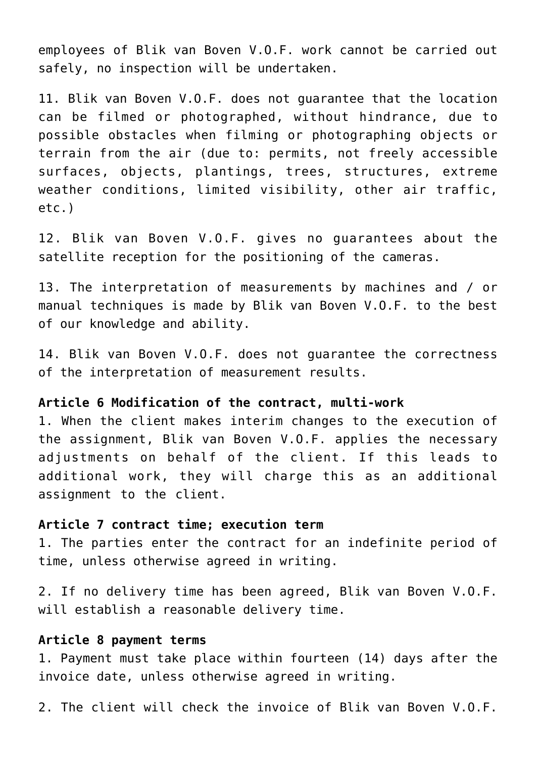employees of Blik van Boven V.O.F. work cannot be carried out safely, no inspection will be undertaken.

11. Blik van Boven V.O.F. does not guarantee that the location can be filmed or photographed, without hindrance, due to possible obstacles when filming or photographing objects or terrain from the air (due to: permits, not freely accessible surfaces, objects, plantings, trees, structures, extreme weather conditions, limited visibility, other air traffic, etc.)

12. Blik van Boven V.O.F. gives no guarantees about the satellite reception for the positioning of the cameras.

13. The interpretation of measurements by machines and / or manual techniques is made by Blik van Boven V.O.F. to the best of our knowledge and ability.

14. Blik van Boven V.O.F. does not guarantee the correctness of the interpretation of measurement results.

**Article 6 Modification of the contract, multi-work**

1. When the client makes interim changes to the execution of the assignment, Blik van Boven V.O.F. applies the necessary adjustments on behalf of the client. If this leads to additional work, they will charge this as an additional assignment to the client.

**Article 7 contract time; execution term**

1. The parties enter the contract for an indefinite period of time, unless otherwise agreed in writing.

2. If no delivery time has been agreed, Blik van Boven V.O.F. will establish a reasonable delivery time.

**Article 8 payment terms**

1. Payment must take place within fourteen (14) days after the invoice date, unless otherwise agreed in writing.

2. The client will check the invoice of Blik van Boven V.O.F.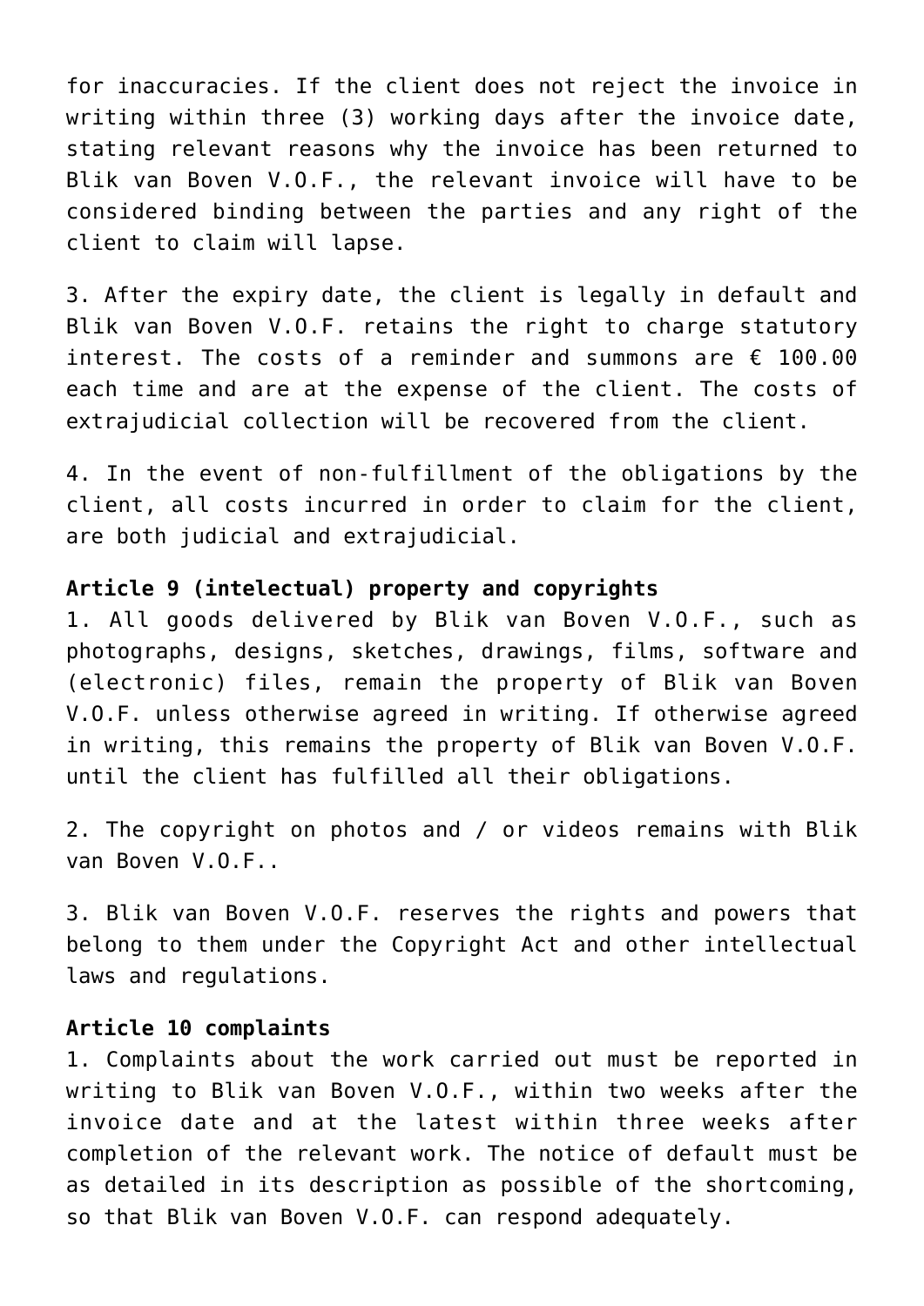for inaccuracies. If the client does not reject the invoice in writing within three (3) working days after the invoice date, stating relevant reasons why the invoice has been returned to Blik van Boven V.O.F., the relevant invoice will have to be considered binding between the parties and any right of the client to claim will lapse.

3. After the expiry date, the client is legally in default and Blik van Boven V.O.F. retains the right to charge statutory interest. The costs of a reminder and summons are € 100.00 each time and are at the expense of the client. The costs of extrajudicial collection will be recovered from the client.

4. In the event of non-fulfillment of the obligations by the client, all costs incurred in order to claim for the client, are both judicial and extrajudicial.

**Article 9 (intelectual) property and copyrights**

1. All goods delivered by Blik van Boven V.O.F., such as photographs, designs, sketches, drawings, films, software and (electronic) files, remain the property of Blik van Boven V.O.F. unless otherwise agreed in writing. If otherwise agreed in writing, this remains the property of Blik van Boven V.O.F. until the client has fulfilled all their obligations.

2. The copyright on photos and / or videos remains with Blik van Boven V.O.F..

3. Blik van Boven V.O.F. reserves the rights and powers that belong to them under the Copyright Act and other intellectual laws and regulations.

**Article 10 complaints**

1. Complaints about the work carried out must be reported in writing to Blik van Boven V.O.F., within two weeks after the invoice date and at the latest within three weeks after completion of the relevant work. The notice of default must be as detailed in its description as possible of the shortcoming, so that Blik van Boven V.O.F. can respond adequately.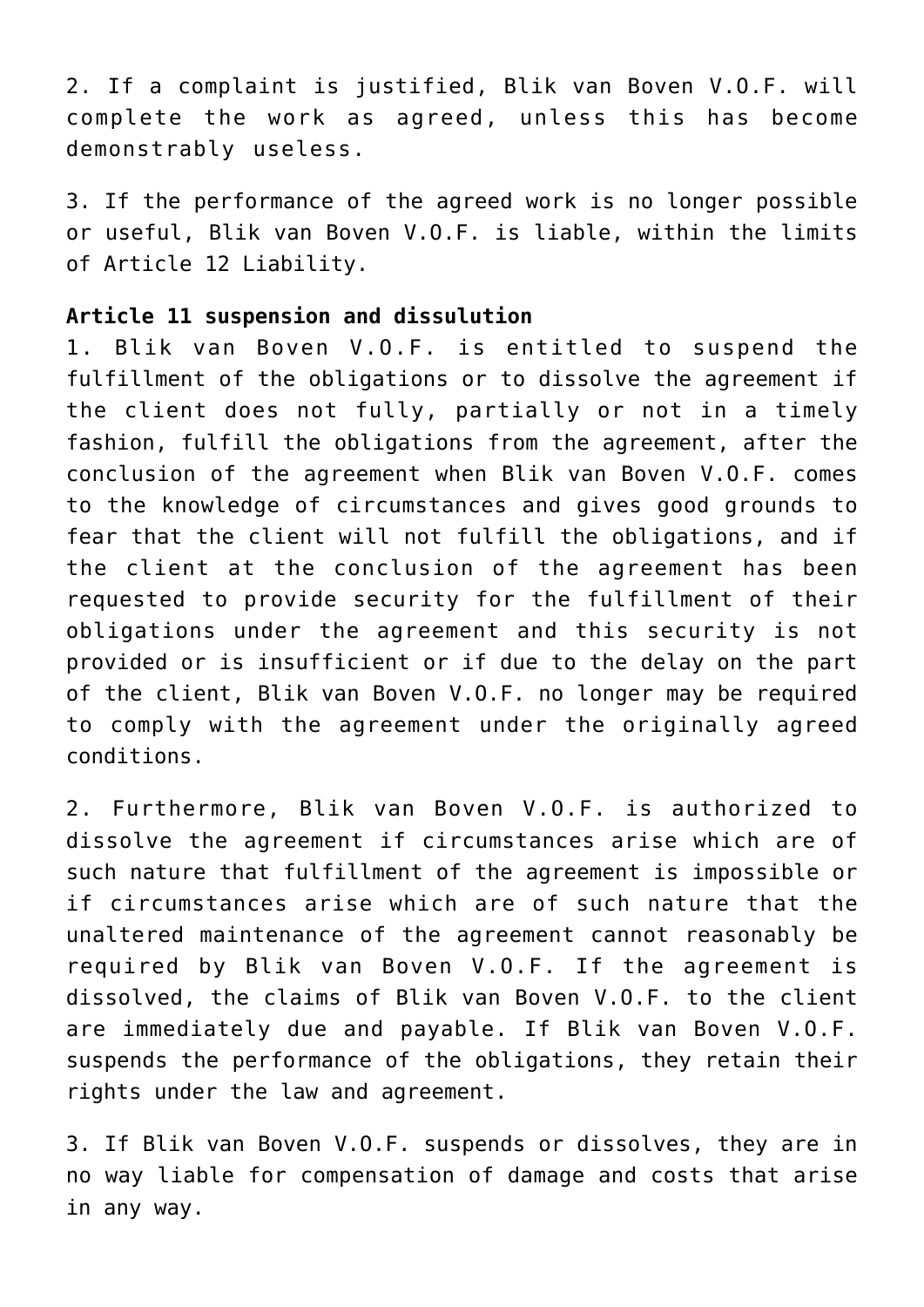2. If a complaint is justified, Blik van Boven V.O.F. will complete the work as agreed, unless this has become demonstrably useless.

3. If the performance of the agreed work is no longer possible or useful, Blik van Boven V.O.F. is liable, within the limits of Article 12 Liability.

**Article 11 suspension and dissulution**

1. Blik van Boven V.O.F. is entitled to suspend the fulfillment of the obligations or to dissolve the agreement if the client does not fully, partially or not in a timely fashion, fulfill the obligations from the agreement, after the conclusion of the agreement when Blik van Boven V.O.F. comes to the knowledge of circumstances and gives good grounds to fear that the client will not fulfill the obligations, and if the client at the conclusion of the agreement has been requested to provide security for the fulfillment of their obligations under the agreement and this security is not provided or is insufficient or if due to the delay on the part of the client, Blik van Boven V.O.F. no longer may be required to comply with the agreement under the originally agreed conditions.

2. Furthermore, Blik van Boven V.O.F. is authorized to dissolve the agreement if circumstances arise which are of such nature that fulfillment of the agreement is impossible or if circumstances arise which are of such nature that the unaltered maintenance of the agreement cannot reasonably be required by Blik van Boven V.O.F. If the agreement is dissolved, the claims of Blik van Boven V.O.F. to the client are immediately due and payable. If Blik van Boven V.O.F. suspends the performance of the obligations, they retain their rights under the law and agreement.

3. If Blik van Boven V.O.F. suspends or dissolves, they are in no way liable for compensation of damage and costs that arise in any way.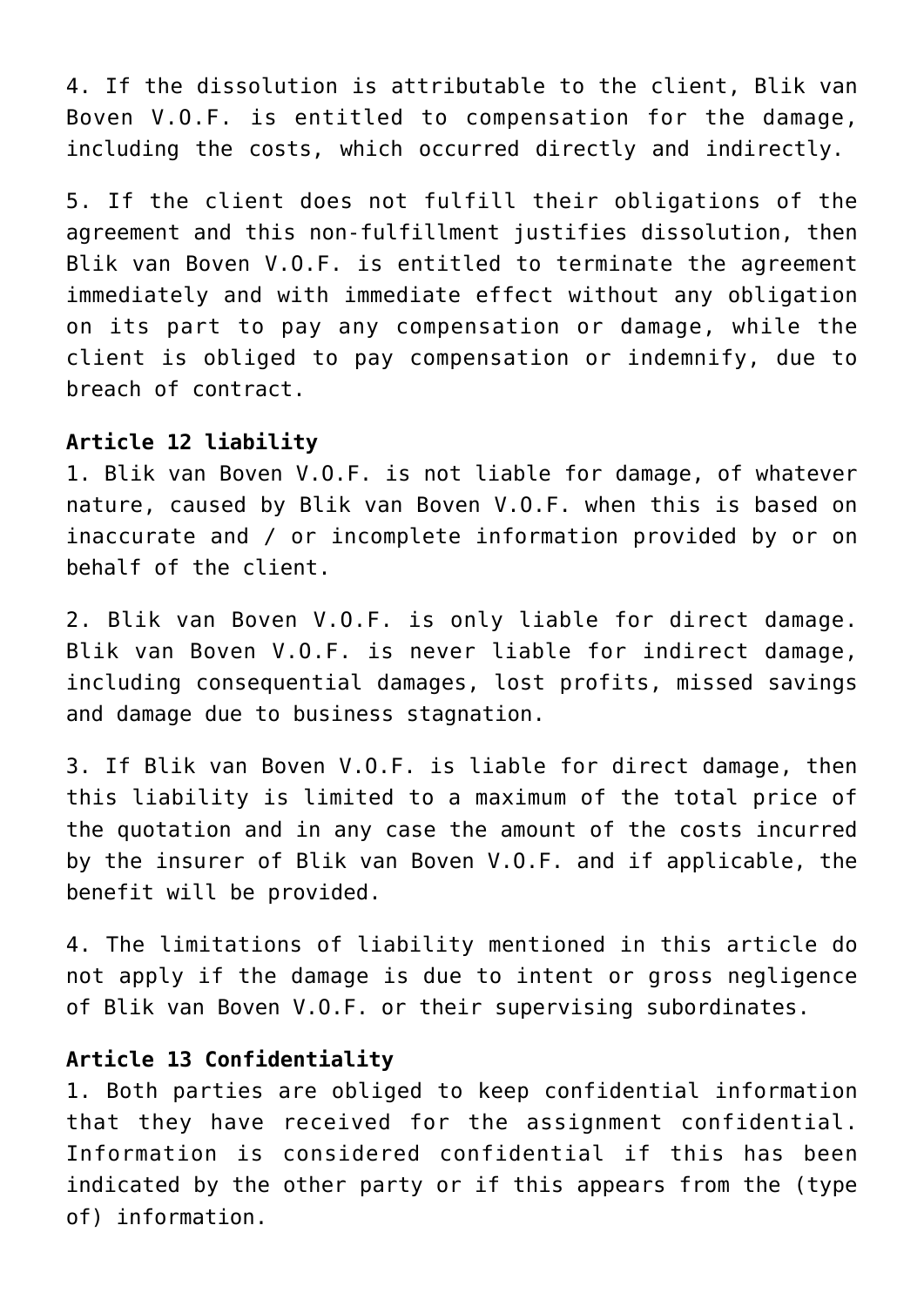4. If the dissolution is attributable to the client, Blik van Boven V.O.F. is entitled to compensation for the damage, including the costs, which occurred directly and indirectly.

5. If the client does not fulfill their obligations of the agreement and this non-fulfillment justifies dissolution, then Blik van Boven V.O.F. is entitled to terminate the agreement immediately and with immediate effect without any obligation on its part to pay any compensation or damage, while the client is obliged to pay compensation or indemnify, due to breach of contract.

**Article 12 liability**

1. Blik van Boven V.O.F. is not liable for damage, of whatever nature, caused by Blik van Boven V.O.F. when this is based on inaccurate and / or incomplete information provided by or on behalf of the client.

2. Blik van Boven V.O.F. is only liable for direct damage. Blik van Boven V.O.F. is never liable for indirect damage, including consequential damages, lost profits, missed savings and damage due to business stagnation.

3. If Blik van Boven V.O.F. is liable for direct damage, then this liability is limited to a maximum of the total price of the quotation and in any case the amount of the costs incurred by the insurer of Blik van Boven V.O.F. and if applicable, the benefit will be provided.

4. The limitations of liability mentioned in this article do not apply if the damage is due to intent or gross negligence of Blik van Boven V.O.F. or their supervising subordinates.

**Article 13 Confidentiality**

1. Both parties are obliged to keep confidential information that they have received for the assignment confidential. Information is considered confidential if this has been indicated by the other party or if this appears from the (type of) information.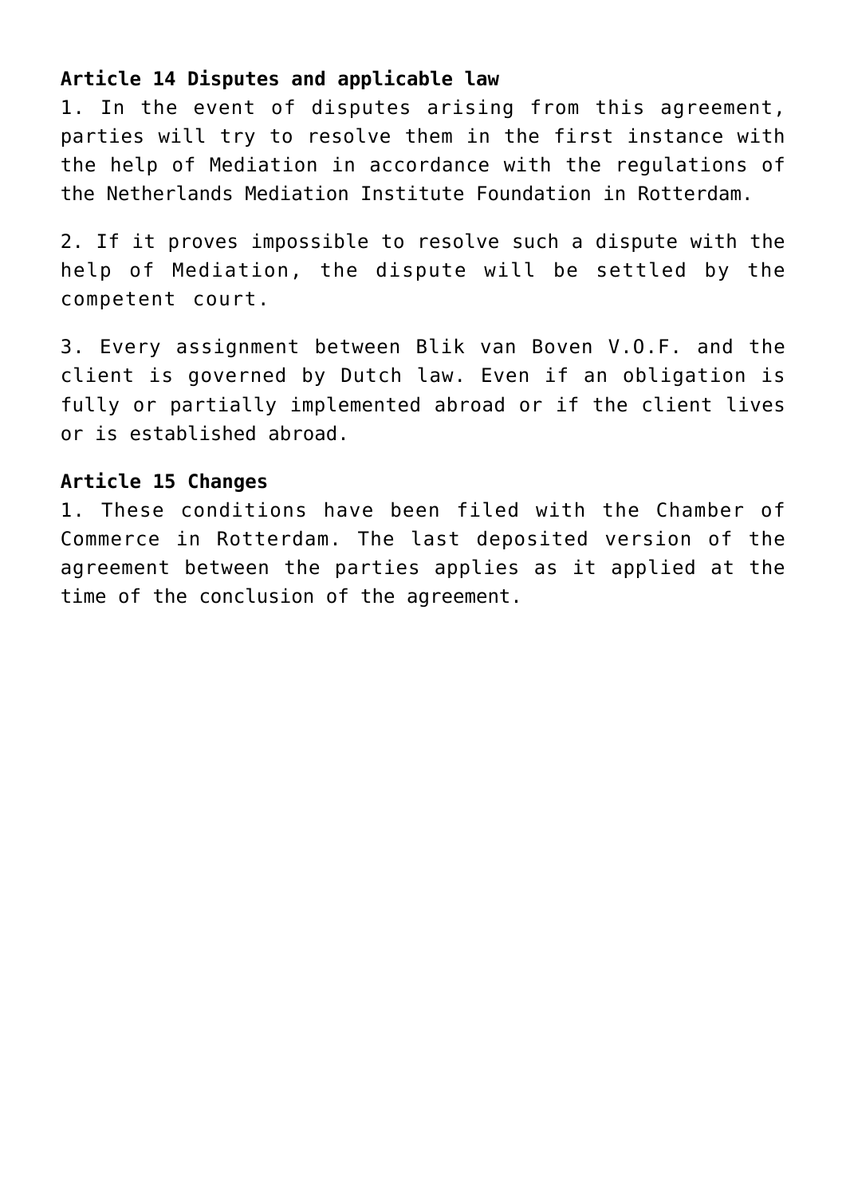**Article 14 Disputes and applicable law**

1. In the event of disputes arising from this agreement, parties will try to resolve them in the first instance with the help of Mediation in accordance with the regulations of the Netherlands Mediation Institute Foundation in Rotterdam.

2. If it proves impossible to resolve such a dispute with the help of Mediation, the dispute will be settled by the competent court.

3. Every assignment between Blik van Boven V.O.F. and the client is governed by Dutch law. Even if an obligation is fully or partially implemented abroad or if the client lives or is established abroad.

**Article 15 Changes**

1. These conditions have been filed with the Chamber of Commerce in Rotterdam. The last deposited version of the agreement between the parties applies as it applied at the time of the conclusion of the agreement.